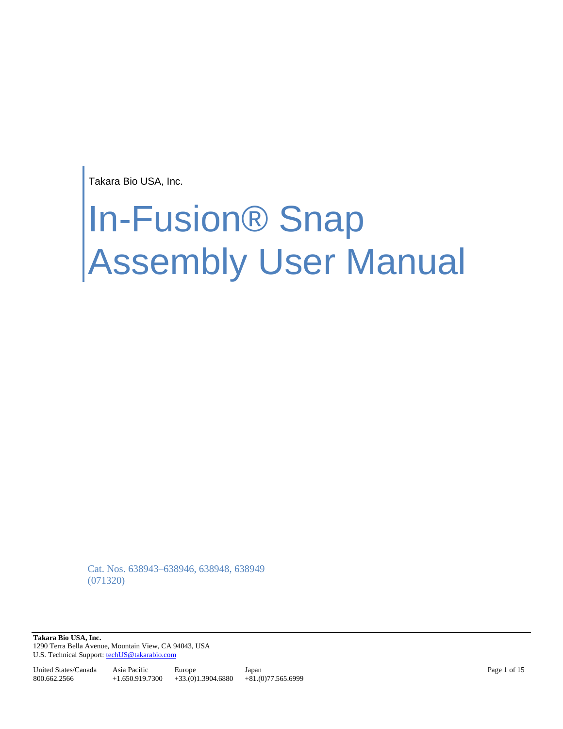Takara Bio USA, Inc.

# In-Fusion® Snap Assembly User Manual

Cat. Nos. 638943–638946, 638948, 638949
(071320)

**Takara Bio USA, Inc.**
1290 Terra Bella Avenue, Mountain View, CA 94043, USA
U.S. Technical Support: techUS@takarabio.com

| United States/Canada | Asia Pacific | Europe | Japan |
| --- | --- | --- | --- |
| 800.662.2566 | +1.650.919.7300 | +33.(0)1.3904.6880 | +81.(0)77.565.6999 |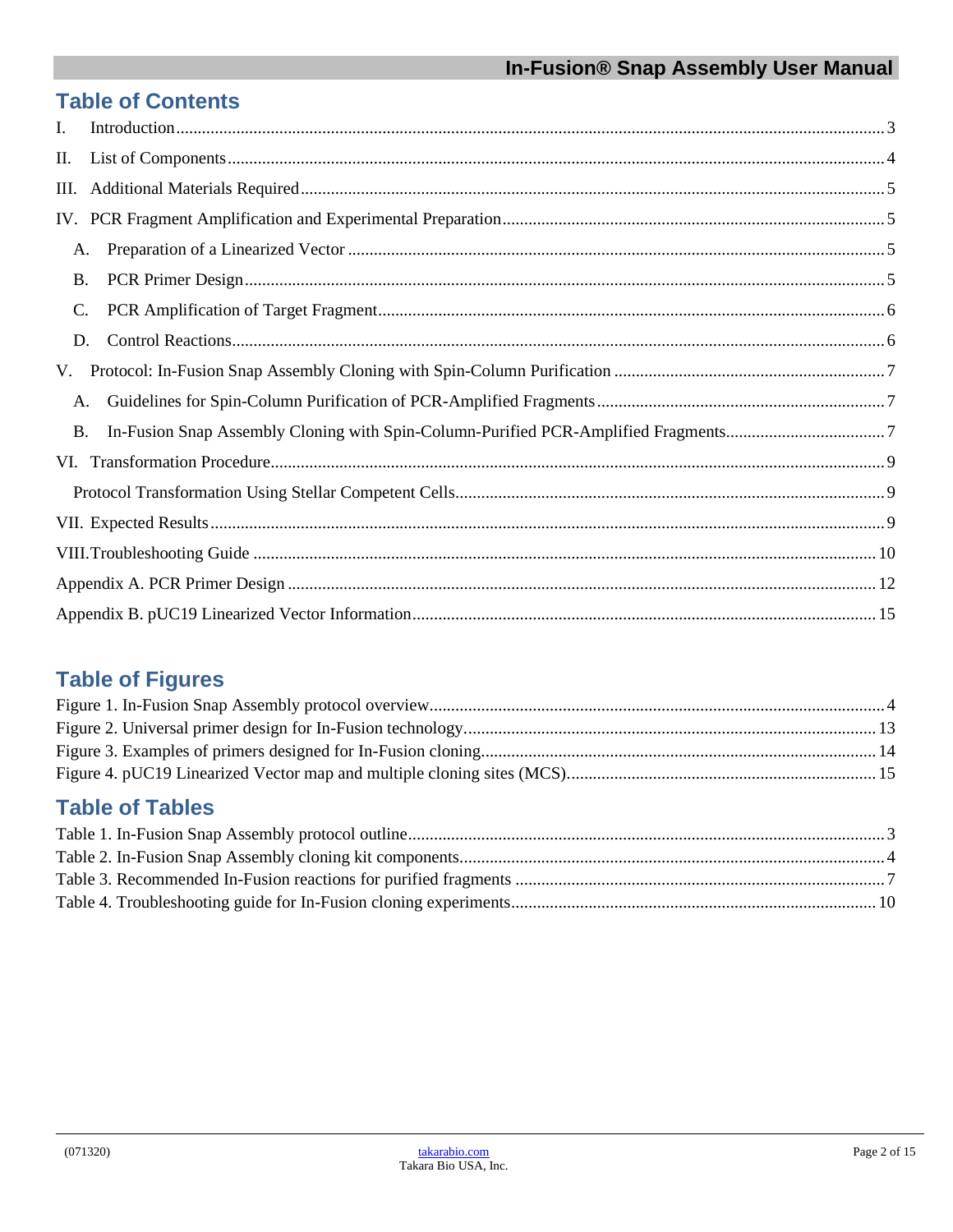## Table of Contents

I. Introduction ..... 3

II. List of Components ..... 4

III. Additional Materials Required ..... 5

IV. PCR Fragment Amplification and Experimental Preparation ..... 5

- A. Preparation of a Linearized Vector ..... 5
- B. PCR Primer Design ..... 5
- C. PCR Amplification of Target Fragment ..... 6
- D. Control Reactions ..... 6

V. Protocol: In-Fusion Snap Assembly Cloning with Spin-Column Purification ..... 7

- A. Guidelines for Spin-Column Purification of PCR-Amplified Fragments ..... 7
- B. In-Fusion Snap Assembly Cloning with Spin-Column-Purified PCR-Amplified Fragments ..... 7

VI. Transformation Procedure ..... 9

- Protocol Transformation Using Stellar Competent Cells ..... 9

VII. Expected Results ..... 9

VIII. Troubleshooting Guide ..... 10

Appendix A. PCR Primer Design ..... 12

Appendix B. pUC19 Linearized Vector Information ..... 15

## Table of Figures

Figure 1. In-Fusion Snap Assembly protocol overview ..... 4

Figure 2. Universal primer design for In-Fusion technology ..... 13

Figure 3. Examples of primers designed for In-Fusion cloning ..... 14

Figure 4. pUC19 Linearized Vector map and multiple cloning sites (MCS) ..... 15

## Table of Tables

Table 1. In-Fusion Snap Assembly protocol outline ..... 3

Table 2. In-Fusion Snap Assembly cloning kit components ..... 4

Table 3. Recommended In-Fusion reactions for purified fragments ..... 7

Table 4. Troubleshooting guide for In-Fusion cloning experiments ..... 10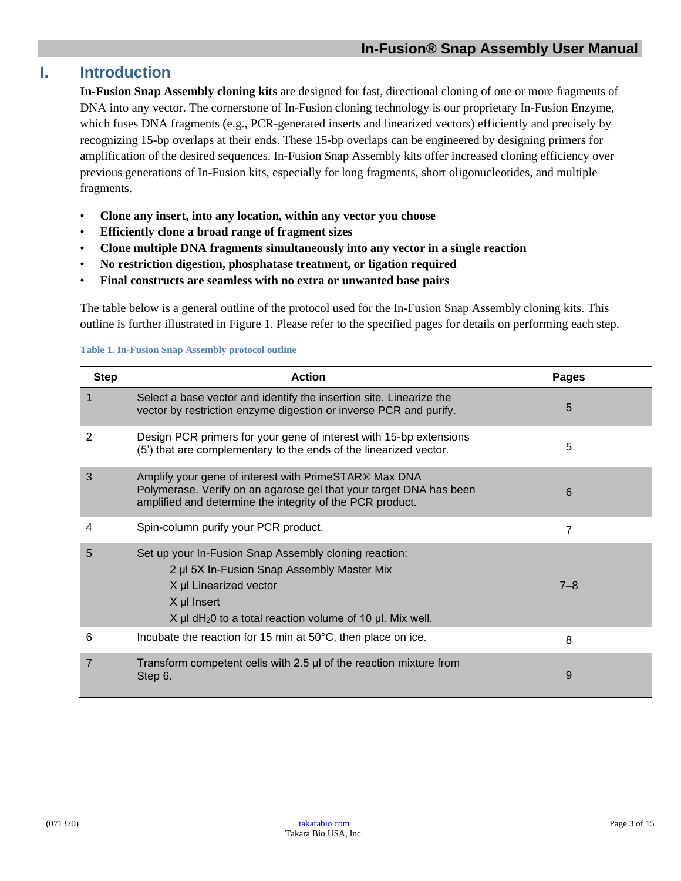# I. Introduction

**In-Fusion Snap Assembly cloning kits** are designed for fast, directional cloning of one or more fragments of DNA into any vector. The cornerstone of In-Fusion cloning technology is our proprietary In-Fusion Enzyme, which fuses DNA fragments (e.g., PCR-generated inserts and linearized vectors) efficiently and precisely by recognizing 15-bp overlaps at their ends. These 15-bp overlaps can be engineered by designing primers for amplification of the desired sequences. In-Fusion Snap Assembly kits offer increased cloning efficiency over previous generations of In-Fusion kits, especially for long fragments, short oligonucleotides, and multiple fragments.

- **Clone any insert, into any location, within any vector you choose**
- **Efficiently clone a broad range of fragment sizes**
- **Clone multiple DNA fragments simultaneously into any vector in a single reaction**
- **No restriction digestion, phosphatase treatment, or ligation required**
- **Final constructs are seamless with no extra or unwanted base pairs**

The table below is a general outline of the protocol used for the In-Fusion Snap Assembly cloning kits. This outline is further illustrated in Figure 1. Please refer to the specified pages for details on performing each step.

**Table 1. In-Fusion Snap Assembly protocol outline**

| Step | Action | Pages |
|---|---|---|
| 1 | Select a base vector and identify the insertion site. Linearize the vector by restriction enzyme digestion or inverse PCR and purify. | 5 |
| 2 | Design PCR primers for your gene of interest with 15-bp extensions (5') that are complementary to the ends of the linearized vector. | 5 |
| 3 | Amplify your gene of interest with PrimeSTAR® Max DNA Polymerase. Verify on an agarose gel that your target DNA has been amplified and determine the integrity of the PCR product. | 6 |
| 4 | Spin-column purify your PCR product. | 7 |
| 5 | Set up your In-Fusion Snap Assembly cloning reaction:<br>2 µl 5X In-Fusion Snap Assembly Master Mix<br>X µl Linearized vector<br>X µl Insert<br>X µl $dH_2O$ to a total reaction volume of 10 µl. Mix well. | 7–8 |
| 6 | Incubate the reaction for 15 min at 50°C, then place on ice. | 8 |
| 7 | Transform competent cells with 2.5 µl of the reaction mixture from Step 6. | 9 |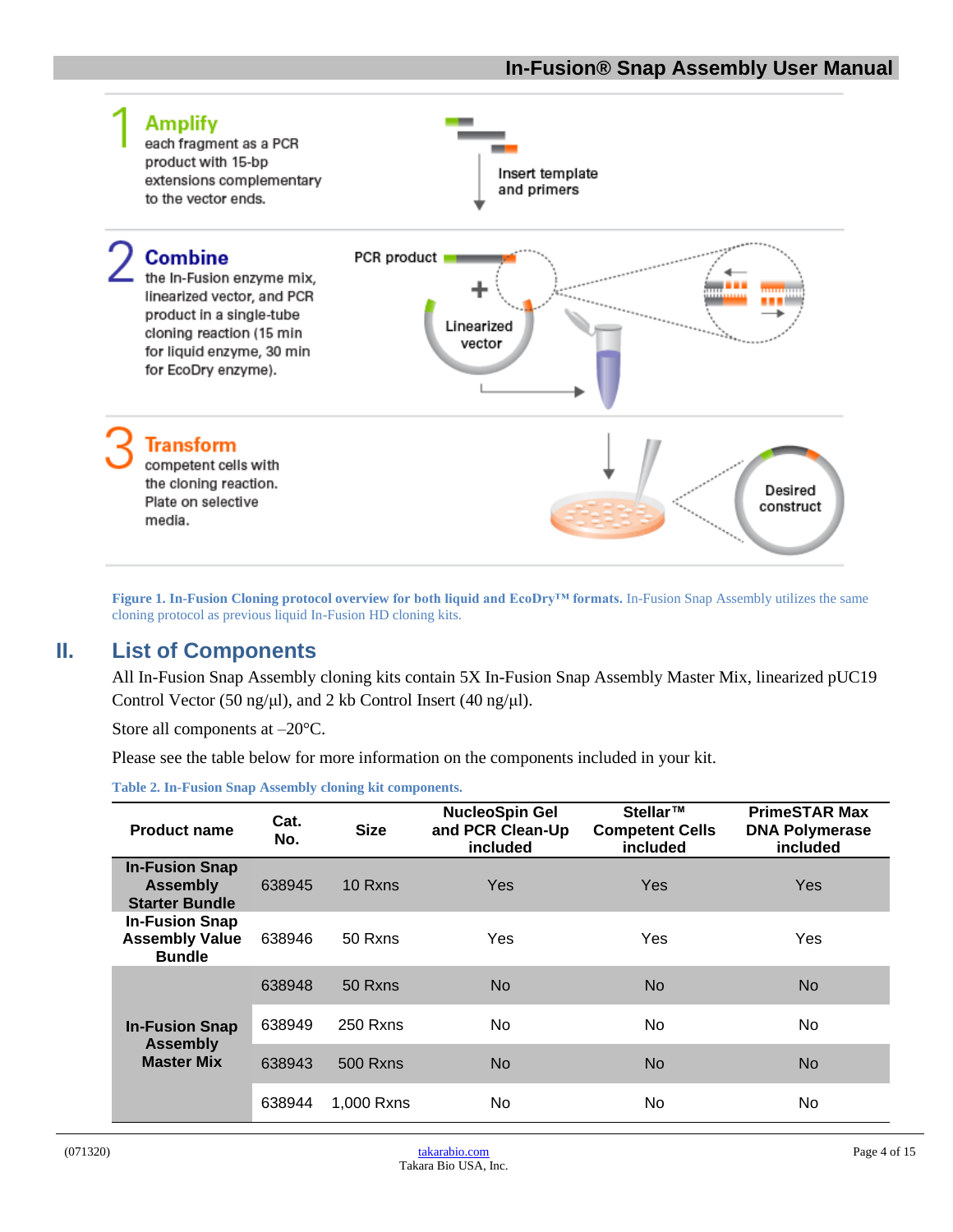1 **Amplify** each fragment as a PCR product with 15-bp extensions complementary to the vector ends.

Insert template and primers

2 **Combine** the In-Fusion enzyme mix, linearized vector, and PCR product in a single-tube cloning reaction (15 min for liquid enzyme, 30 min for EcoDry enzyme).

PCR product

Linearized vector

3 **Transform** competent cells with the cloning reaction. Plate on selective media.

Desired construct

**Figure 1. In-Fusion Cloning protocol overview for both liquid and EcoDry™ formats.** In-Fusion Snap Assembly utilizes the same cloning protocol as previous liquid In-Fusion HD cloning kits.

## II. List of Components

All In-Fusion Snap Assembly cloning kits contain 5X In-Fusion Snap Assembly Master Mix, linearized pUC19 Control Vector (50 ng/μl), and 2 kb Control Insert (40 ng/μl).

Store all components at –20°C.

Please see the table below for more information on the components included in your kit.

**Table 2. In-Fusion Snap Assembly cloning kit components.**

| Product name | Cat. No. | Size | NucleoSpin Gel and PCR Clean-Up included | Stellar™ Competent Cells included | PrimeSTAR Max DNA Polymerase included |
|---|---|---|---|---|---|
| In-Fusion Snap Assembly Starter Bundle | 638945 | 10 Rxns | Yes | Yes | Yes |
| In-Fusion Snap Assembly Value Bundle | 638946 | 50 Rxns | Yes | Yes | Yes |
| In-Fusion Snap Assembly Master Mix | 638948 | 50 Rxns | No | No | No |
| | 638949 | 250 Rxns | No | No | No |
| | 638943 | 500 Rxns | No | No | No |
| | 638944 | 1,000 Rxns | No | No | No |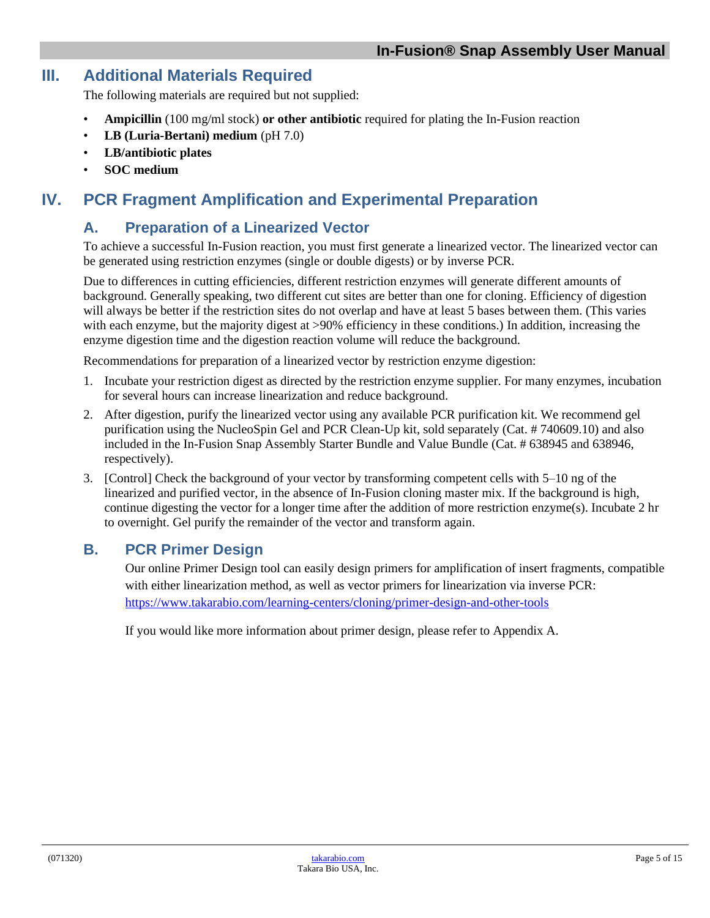## III. Additional Materials Required

The following materials are required but not supplied:

- **Ampicillin** (100 mg/ml stock) **or other antibiotic** required for plating the In-Fusion reaction
- **LB (Luria-Bertani) medium** (pH 7.0)
- **LB/antibiotic plates**
- **SOC medium**

## IV. PCR Fragment Amplification and Experimental Preparation

### A. Preparation of a Linearized Vector

To achieve a successful In-Fusion reaction, you must first generate a linearized vector. The linearized vector can be generated using restriction enzymes (single or double digests) or by inverse PCR.

Due to differences in cutting efficiencies, different restriction enzymes will generate different amounts of background. Generally speaking, two different cut sites are better than one for cloning. Efficiency of digestion will always be better if the restriction sites do not overlap and have at least 5 bases between them. (This varies with each enzyme, but the majority digest at >90% efficiency in these conditions.) In addition, increasing the enzyme digestion time and the digestion reaction volume will reduce the background.

Recommendations for preparation of a linearized vector by restriction enzyme digestion:

1. Incubate your restriction digest as directed by the restriction enzyme supplier. For many enzymes, incubation for several hours can increase linearization and reduce background.
2. After digestion, purify the linearized vector using any available PCR purification kit. We recommend gel purification using the NucleoSpin Gel and PCR Clean-Up kit, sold separately (Cat. # 740609.10) and also included in the In-Fusion Snap Assembly Starter Bundle and Value Bundle (Cat. # 638945 and 638946, respectively).
3. [Control] Check the background of your vector by transforming competent cells with 5–10 ng of the linearized and purified vector, in the absence of In-Fusion cloning master mix. If the background is high, continue digesting the vector for a longer time after the addition of more restriction enzyme(s). Incubate 2 hr to overnight. Gel purify the remainder of the vector and transform again.

### B. PCR Primer Design

Our online Primer Design tool can easily design primers for amplification of insert fragments, compatible with either linearization method, as well as vector primers for linearization via inverse PCR: https://www.takarabio.com/learning-centers/cloning/primer-design-and-other-tools

If you would like more information about primer design, please refer to Appendix A.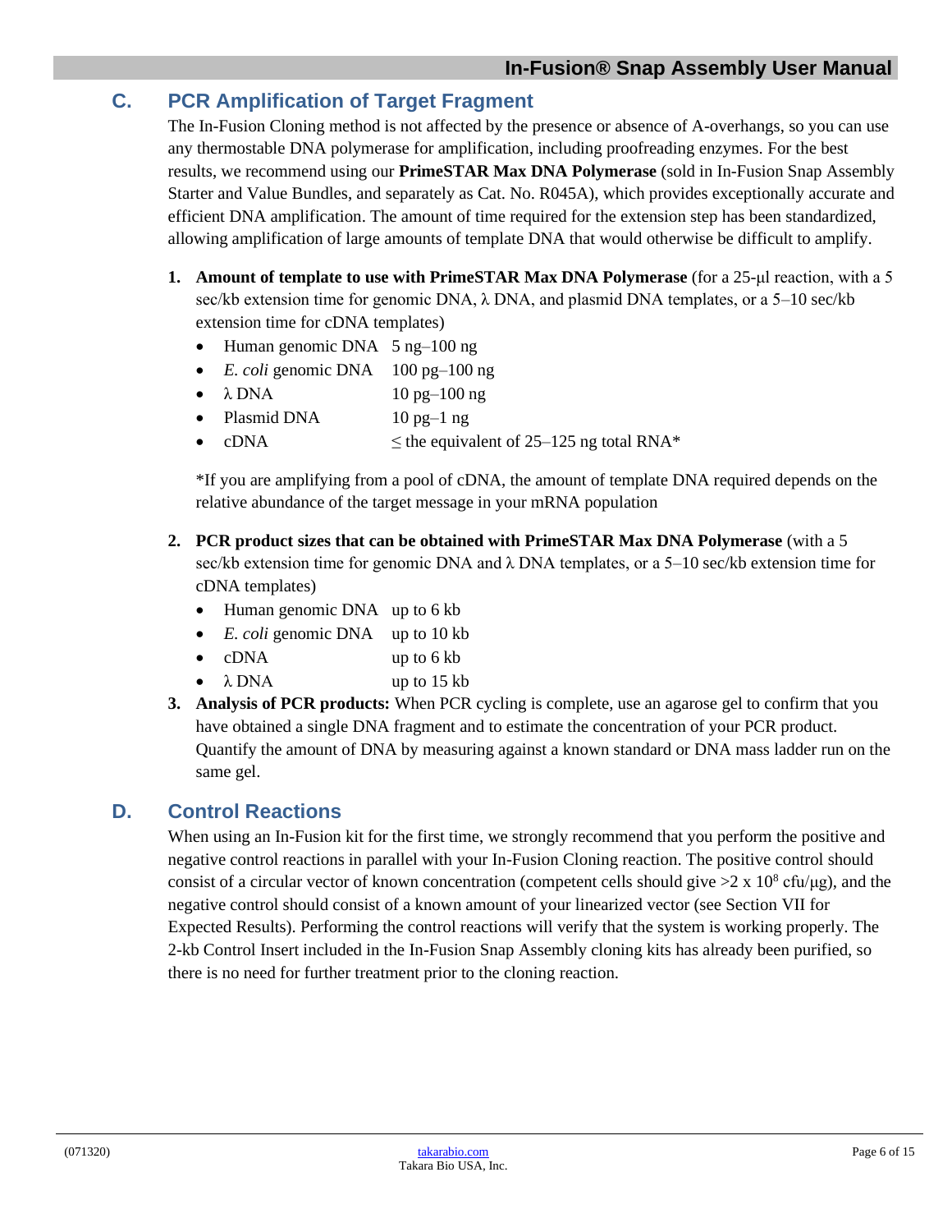## C. PCR Amplification of Target Fragment

The In-Fusion Cloning method is not affected by the presence or absence of A-overhangs, so you can use any thermostable DNA polymerase for amplification, including proofreading enzymes. For the best results, we recommend using our **PrimeSTAR Max DNA Polymerase** (sold in In-Fusion Snap Assembly Starter and Value Bundles, and separately as Cat. No. R045A), which provides exceptionally accurate and efficient DNA amplification. The amount of time required for the extension step has been standardized, allowing amplification of large amounts of template DNA that would otherwise be difficult to amplify.

1. **Amount of template to use with PrimeSTAR Max DNA Polymerase** (for a 25-µl reaction, with a 5 sec/kb extension time for genomic DNA, λ DNA, and plasmid DNA templates, or a 5–10 sec/kb extension time for cDNA templates)
   - Human genomic DNA 5 ng–100 ng
   - *E. coli* genomic DNA 100 pg–100 ng
   - λ DNA 10 pg–100 ng
   - Plasmid DNA 10 pg–1 ng
   - cDNA ≤ the equivalent of 25–125 ng total RNA*

   *If you are amplifying from a pool of cDNA, the amount of template DNA required depends on the relative abundance of the target message in your mRNA population

2. **PCR product sizes that can be obtained with PrimeSTAR Max DNA Polymerase** (with a 5 sec/kb extension time for genomic DNA and λ DNA templates, or a 5–10 sec/kb extension time for cDNA templates)
   - Human genomic DNA up to 6 kb
   - *E. coli* genomic DNA up to 10 kb
   - cDNA up to 6 kb
   - λ DNA up to 15 kb
3. **Analysis of PCR products:** When PCR cycling is complete, use an agarose gel to confirm that you have obtained a single DNA fragment and to estimate the concentration of your PCR product. Quantify the amount of DNA by measuring against a known standard or DNA mass ladder run on the same gel.

## D. Control Reactions

When using an In-Fusion kit for the first time, we strongly recommend that you perform the positive and negative control reactions in parallel with your In-Fusion Cloning reaction. The positive control should consist of a circular vector of known concentration (competent cells should give $>2 \times 10^8$ cfu/µg), and the negative control should consist of a known amount of your linearized vector (see Section VII for Expected Results). Performing the control reactions will verify that the system is working properly. The 2-kb Control Insert included in the In-Fusion Snap Assembly cloning kits has already been purified, so there is no need for further treatment prior to the cloning reaction.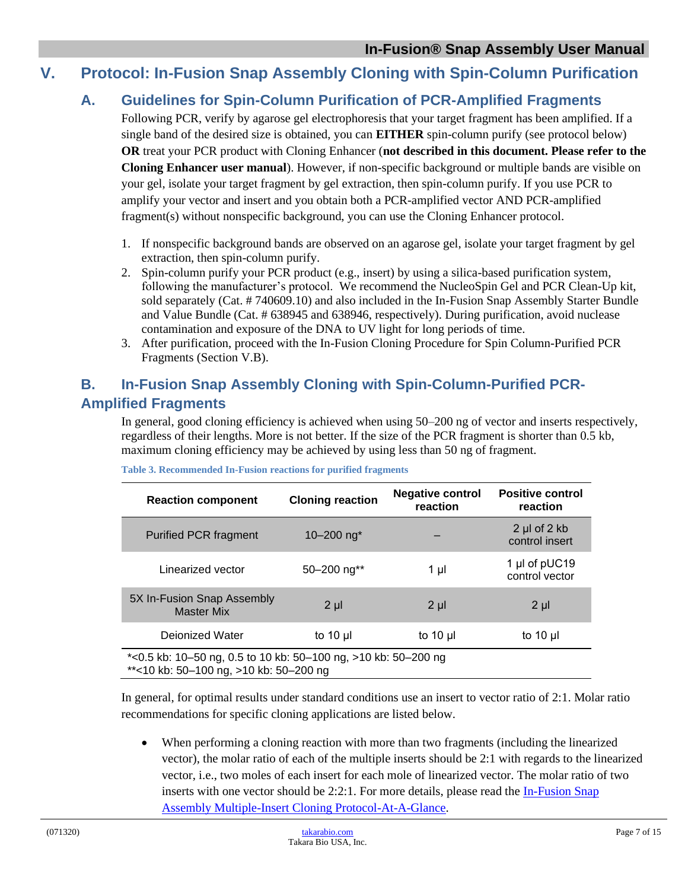# V. Protocol: In-Fusion Snap Assembly Cloning with Spin-Column Purification

## A. Guidelines for Spin-Column Purification of PCR-Amplified Fragments

Following PCR, verify by agarose gel electrophoresis that your target fragment has been amplified. If a single band of the desired size is obtained, you can **EITHER** spin-column purify (see protocol below) **OR** treat your PCR product with Cloning Enhancer (**not described in this document. Please refer to the Cloning Enhancer user manual**). However, if non-specific background or multiple bands are visible on your gel, isolate your target fragment by gel extraction, then spin-column purify. If you use PCR to amplify your vector and insert and you obtain both a PCR-amplified vector AND PCR-amplified fragment(s) without nonspecific background, you can use the Cloning Enhancer protocol.

1. If nonspecific background bands are observed on an agarose gel, isolate your target fragment by gel extraction, then spin-column purify.
2. Spin-column purify your PCR product (e.g., insert) by using a silica-based purification system, following the manufacturer's protocol. We recommend the NucleoSpin Gel and PCR Clean-Up kit, sold separately (Cat. # 740609.10) and also included in the In-Fusion Snap Assembly Starter Bundle and Value Bundle (Cat. # 638945 and 638946, respectively). During purification, avoid nuclease contamination and exposure of the DNA to UV light for long periods of time.
3. After purification, proceed with the In-Fusion Cloning Procedure for Spin Column-Purified PCR Fragments (Section V.B).

## B. In-Fusion Snap Assembly Cloning with Spin-Column-Purified PCR-Amplified Fragments

In general, good cloning efficiency is achieved when using 50–200 ng of vector and inserts respectively, regardless of their lengths. More is not better. If the size of the PCR fragment is shorter than 0.5 kb, maximum cloning efficiency may be achieved by using less than 50 ng of fragment.

**Table 3. Recommended In-Fusion reactions for purified fragments**

| Reaction component | Cloning reaction | Negative control reaction | Positive control reaction |
|---|---|---|---|
| Purified PCR fragment | 10–200 ng* | – | 2 µl of 2 kb control insert |
| Linearized vector | 50–200 ng** | 1 µl | 1 µl of pUC19 control vector |
| 5X In-Fusion Snap Assembly Master Mix | 2 µl | 2 µl | 2 µl |
| Deionized Water | to 10 µl | to 10 µl | to 10 µl |

*<0.5 kb: 10–50 ng, 0.5 to 10 kb: 50–100 ng, >10 kb: 50–200 ng
**<10 kb: 50–100 ng, >10 kb: 50–200 ng

In general, for optimal results under standard conditions use an insert to vector ratio of 2:1. Molar ratio recommendations for specific cloning applications are listed below.

- When performing a cloning reaction with more than two fragments (including the linearized vector), the molar ratio of each of the multiple inserts should be 2:1 with regards to the linearized vector, i.e., two moles of each insert for each mole of linearized vector. The molar ratio of two inserts with one vector should be 2:2:1. For more details, please read the In-Fusion Snap Assembly Multiple-Insert Cloning Protocol-At-A-Glance.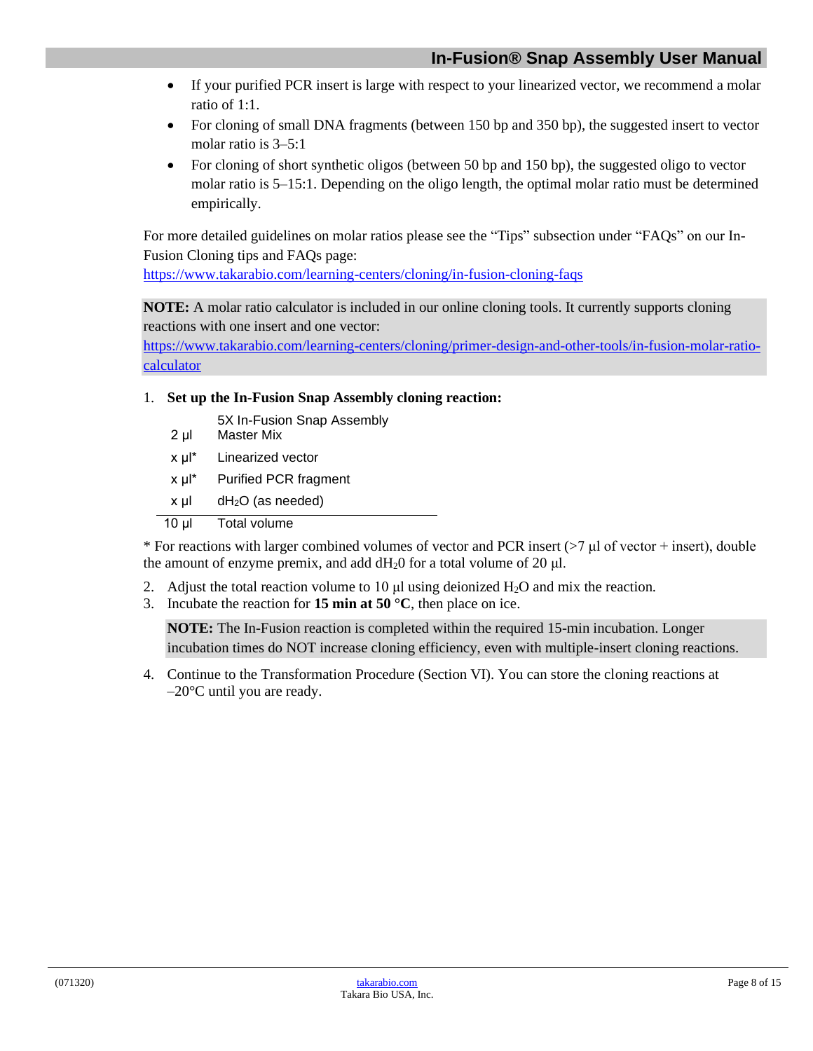- If your purified PCR insert is large with respect to your linearized vector, we recommend a molar ratio of 1:1.
- For cloning of small DNA fragments (between 150 bp and 350 bp), the suggested insert to vector molar ratio is 3–5:1
- For cloning of short synthetic oligos (between 50 bp and 150 bp), the suggested oligo to vector molar ratio is 5–15:1. Depending on the oligo length, the optimal molar ratio must be determined empirically.

For more detailed guidelines on molar ratios please see the "Tips" subsection under "FAQs" on our In-Fusion Cloning tips and FAQs page:
https://www.takarabio.com/learning-centers/cloning/in-fusion-cloning-faqs

**NOTE:** A molar ratio calculator is included in our online cloning tools. It currently supports cloning reactions with one insert and one vector:
https://www.takarabio.com/learning-centers/cloning/primer-design-and-other-tools/in-fusion-molar-ratio-calculator

1. **Set up the In-Fusion Snap Assembly cloning reaction:**

| | |
|---|---|
| 2 µl | 5X In-Fusion Snap Assembly Master Mix |
| x µl* | Linearized vector |
| x µl* | Purified PCR fragment |
| x µl | $dH_2O$ (as needed) |
| 10 µl | Total volume |

\* For reactions with larger combined volumes of vector and PCR insert (>7 µl of vector + insert), double the amount of enzyme premix, and add $dH_20$ for a total volume of 20 µl.

2. Adjust the total reaction volume to 10 µl using deionized $H_2O$ and mix the reaction.
3. Incubate the reaction for **15 min at 50 °C**, then place on ice.

   **NOTE:** The In-Fusion reaction is completed within the required 15-min incubation. Longer incubation times do NOT increase cloning efficiency, even with multiple-insert cloning reactions.

4. Continue to the Transformation Procedure (Section VI). You can store the cloning reactions at –20°C until you are ready.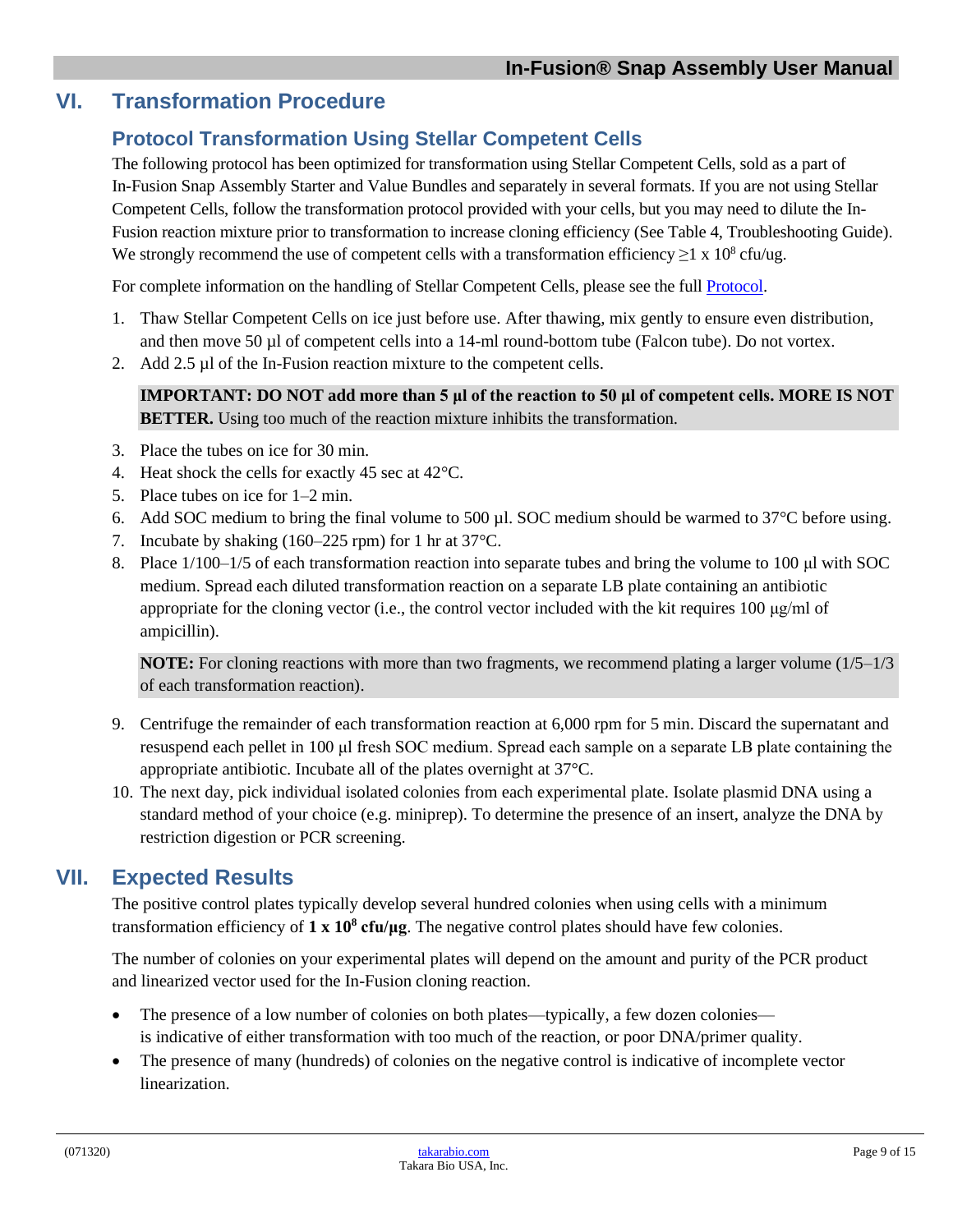# VI. Transformation Procedure

## Protocol Transformation Using Stellar Competent Cells

The following protocol has been optimized for transformation using Stellar Competent Cells, sold as a part of In-Fusion Snap Assembly Starter and Value Bundles and separately in several formats. If you are not using Stellar Competent Cells, follow the transformation protocol provided with your cells, but you may need to dilute the In-Fusion reaction mixture prior to transformation to increase cloning efficiency (See Table 4, Troubleshooting Guide). We strongly recommend the use of competent cells with a transformation efficiency ≥1 x $10^8$ cfu/ug.

For complete information on the handling of Stellar Competent Cells, please see the full Protocol.

1. Thaw Stellar Competent Cells on ice just before use. After thawing, mix gently to ensure even distribution, and then move 50 µl of competent cells into a 14-ml round-bottom tube (Falcon tube). Do not vortex.
2. Add 2.5 µl of the In-Fusion reaction mixture to the competent cells.

**IMPORTANT: DO NOT add more than 5 µl of the reaction to 50 µl of competent cells. MORE IS NOT BETTER.** Using too much of the reaction mixture inhibits the transformation.

3. Place the tubes on ice for 30 min.
4. Heat shock the cells for exactly 45 sec at 42°C.
5. Place tubes on ice for 1–2 min.
6. Add SOC medium to bring the final volume to 500 µl. SOC medium should be warmed to 37°C before using.
7. Incubate by shaking (160–225 rpm) for 1 hr at 37°C.
8. Place 1/100–1/5 of each transformation reaction into separate tubes and bring the volume to 100 µl with SOC medium. Spread each diluted transformation reaction on a separate LB plate containing an antibiotic appropriate for the cloning vector (i.e., the control vector included with the kit requires 100 µg/ml of ampicillin).

**NOTE:** For cloning reactions with more than two fragments, we recommend plating a larger volume (1/5–1/3 of each transformation reaction).

9. Centrifuge the remainder of each transformation reaction at 6,000 rpm for 5 min. Discard the supernatant and resuspend each pellet in 100 µl fresh SOC medium. Spread each sample on a separate LB plate containing the appropriate antibiotic. Incubate all of the plates overnight at 37°C.
10. The next day, pick individual isolated colonies from each experimental plate. Isolate plasmid DNA using a standard method of your choice (e.g. miniprep). To determine the presence of an insert, analyze the DNA by restriction digestion or PCR screening.

# VII. Expected Results

The positive control plates typically develop several hundred colonies when using cells with a minimum transformation efficiency of **1 x $10^8$ cfu/µg**. The negative control plates should have few colonies.

The number of colonies on your experimental plates will depend on the amount and purity of the PCR product and linearized vector used for the In-Fusion cloning reaction.

- The presence of a low number of colonies on both plates—typically, a few dozen colonies—is indicative of either transformation with too much of the reaction, or poor DNA/primer quality.
- The presence of many (hundreds) of colonies on the negative control is indicative of incomplete vector linearization.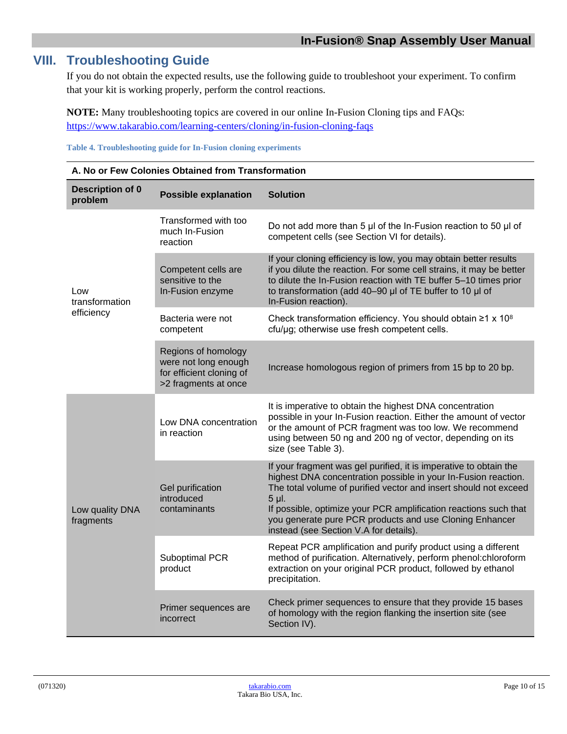# VIII. Troubleshooting Guide

If you do not obtain the expected results, use the following guide to troubleshoot your experiment. To confirm that your kit is working properly, perform the control reactions.

**NOTE:** Many troubleshooting topics are covered in our online In-Fusion Cloning tips and FAQs: https://www.takarabio.com/learning-centers/cloning/in-fusion-cloning-faqs

**Table 4. Troubleshooting guide for In-Fusion cloning experiments**

**A. No or Few Colonies Obtained from Transformation**

| Description of 0 problem | Possible explanation | Solution |
|---|---|---|
| Low transformation efficiency | Transformed with too much In-Fusion reaction | Do not add more than 5 µl of the In-Fusion reaction to 50 µl of competent cells (see Section VI for details). |
| | Competent cells are sensitive to the In-Fusion enzyme | If your cloning efficiency is low, you may obtain better results if you dilute the reaction. For some cell strains, it may be better to dilute the In-Fusion reaction with TE buffer 5–10 times prior to transformation (add 40–90 µl of TE buffer to 10 µl of In-Fusion reaction). |
| | Bacteria were not competent | Check transformation efficiency. You should obtain ≥1 x $10^8$ cfu/µg; otherwise use fresh competent cells. |
| | Regions of homology were not long enough for efficient cloning of >2 fragments at once | Increase homologous region of primers from 15 bp to 20 bp. |
| Low quality DNA fragments | Low DNA concentration in reaction | It is imperative to obtain the highest DNA concentration possible in your In-Fusion reaction. Either the amount of vector or the amount of PCR fragment was too low. We recommend using between 50 ng and 200 ng of vector, depending on its size (see Table 3). |
| | Gel purification introduced contaminants | If your fragment was gel purified, it is imperative to obtain the highest DNA concentration possible in your In-Fusion reaction. The total volume of purified vector and insert should not exceed 5 µl.<br>If possible, optimize your PCR amplification reactions such that you generate pure PCR products and use Cloning Enhancer instead (see Section V.A for details). |
| | Suboptimal PCR product | Repeat PCR amplification and purify product using a different method of purification. Alternatively, perform phenol:chloroform extraction on your original PCR product, followed by ethanol precipitation. |
| | Primer sequences are incorrect | Check primer sequences to ensure that they provide 15 bases of homology with the region flanking the insertion site (see Section IV). |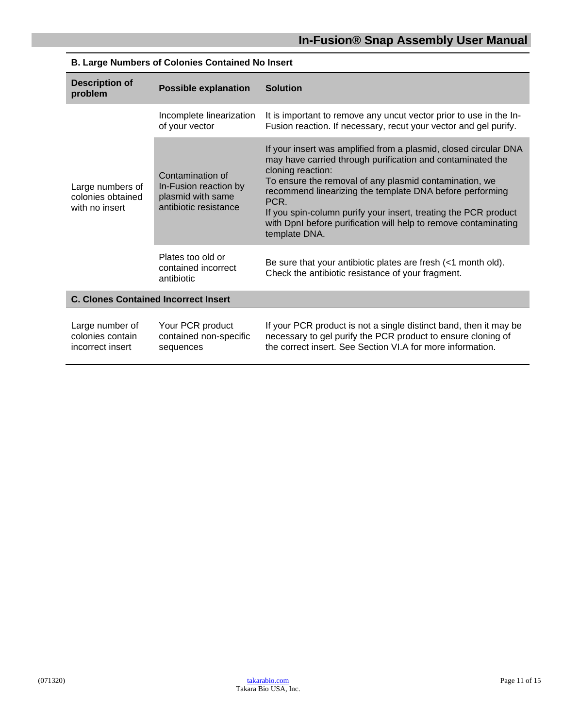| B. Large Numbers of Colonies Contained No Insert | | |
|---|---|---|
| **Description of problem** | **Possible explanation** | **Solution** |
| Large numbers of colonies obtained with no insert | Incomplete linearization of your vector | It is important to remove any uncut vector prior to use in the In-Fusion reaction. If necessary, recut your vector and gel purify. |
| | Contamination of In-Fusion reaction by plasmid with same antibiotic resistance | If your insert was amplified from a plasmid, closed circular DNA may have carried through purification and contaminated the cloning reaction:<br>To ensure the removal of any plasmid contamination, we recommend linearizing the template DNA before performing PCR.<br>If you spin-column purify your insert, treating the PCR product with DpnI before purification will help to remove contaminating template DNA. |
| | Plates too old or contained incorrect antibiotic | Be sure that your antibiotic plates are fresh (<1 month old). Check the antibiotic resistance of your fragment. |
| **C. Clones Contained Incorrect Insert** | | |
| Large number of colonies contain incorrect insert | Your PCR product contained non-specific sequences | If your PCR product is not a single distinct band, then it may be necessary to gel purify the PCR product to ensure cloning of the correct insert. See Section VI.A for more information. |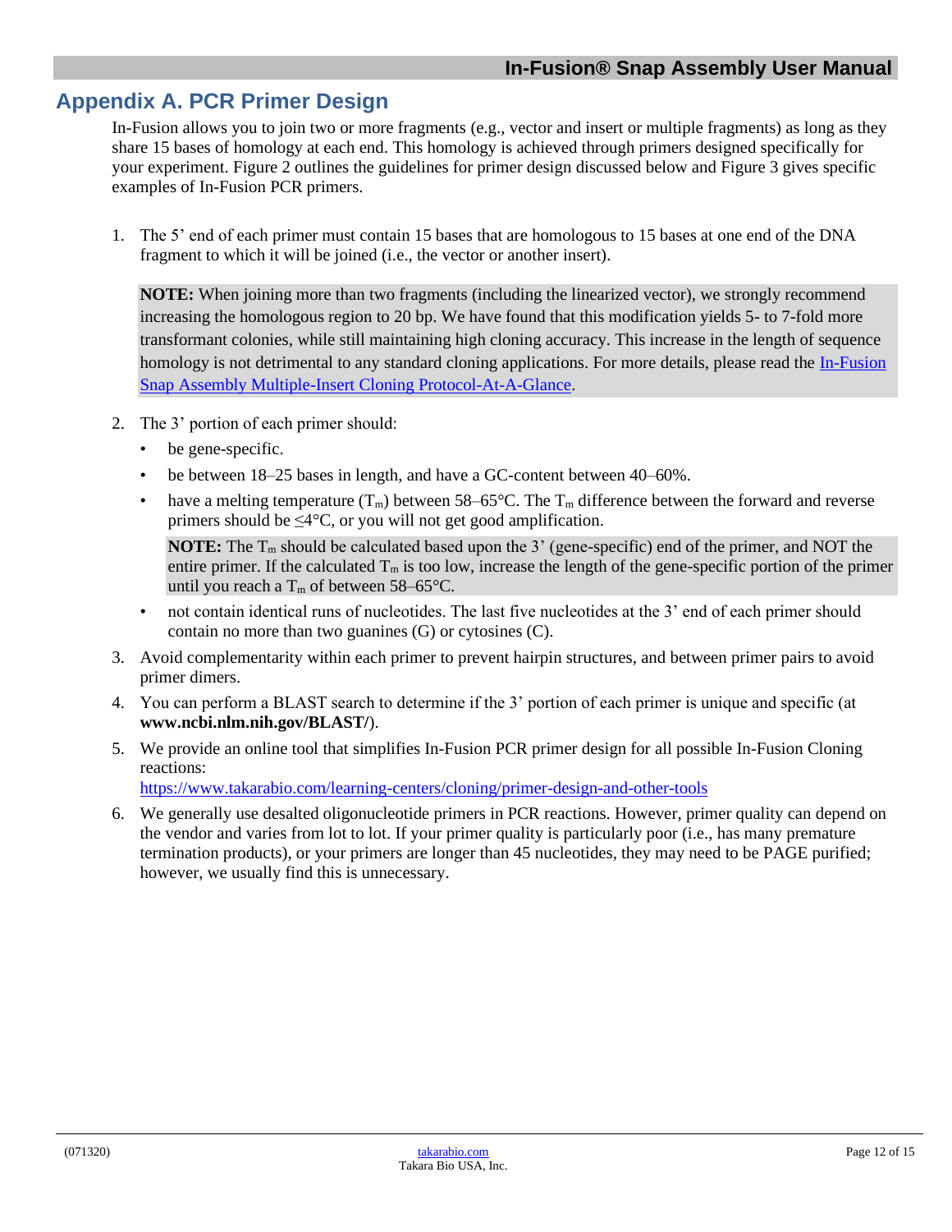## Appendix A. PCR Primer Design

In-Fusion allows you to join two or more fragments (e.g., vector and insert or multiple fragments) as long as they share 15 bases of homology at each end. This homology is achieved through primers designed specifically for your experiment. Figure 2 outlines the guidelines for primer design discussed below and Figure 3 gives specific examples of In-Fusion PCR primers.

1. The 5' end of each primer must contain 15 bases that are homologous to 15 bases at one end of the DNA fragment to which it will be joined (i.e., the vector or another insert).

   **NOTE:** When joining more than two fragments (including the linearized vector), we strongly recommend increasing the homologous region to 20 bp. We have found that this modification yields 5- to 7-fold more transformant colonies, while still maintaining high cloning accuracy. This increase in the length of sequence homology is not detrimental to any standard cloning applications. For more details, please read the In-Fusion Snap Assembly Multiple-Insert Cloning Protocol-At-A-Glance.

2. The 3' portion of each primer should:
   - be gene-specific.
   - be between 18–25 bases in length, and have a GC-content between 40–60%.
   - have a melting temperature ($T_m$) between 58–65°C. The $T_m$ difference between the forward and reverse primers should be ≤4°C, or you will not get good amplification.

     **NOTE:** The $T_m$ should be calculated based upon the 3' (gene-specific) end of the primer, and NOT the entire primer. If the calculated $T_m$ is too low, increase the length of the gene-specific portion of the primer until you reach a $T_m$ of between 58–65°C.
   - not contain identical runs of nucleotides. The last five nucleotides at the 3' end of each primer should contain no more than two guanines (G) or cytosines (C).
3. Avoid complementarity within each primer to prevent hairpin structures, and between primer pairs to avoid primer dimers.
4. You can perform a BLAST search to determine if the 3' portion of each primer is unique and specific (at **www.ncbi.nlm.nih.gov/BLAST/**).
5. We provide an online tool that simplifies In-Fusion PCR primer design for all possible In-Fusion Cloning reactions:
   https://www.takarabio.com/learning-centers/cloning/primer-design-and-other-tools
6. We generally use desalted oligonucleotide primers in PCR reactions. However, primer quality can depend on the vendor and varies from lot to lot. If your primer quality is particularly poor (i.e., has many premature termination products), or your primers are longer than 45 nucleotides, they may need to be PAGE purified; however, we usually find this is unnecessary.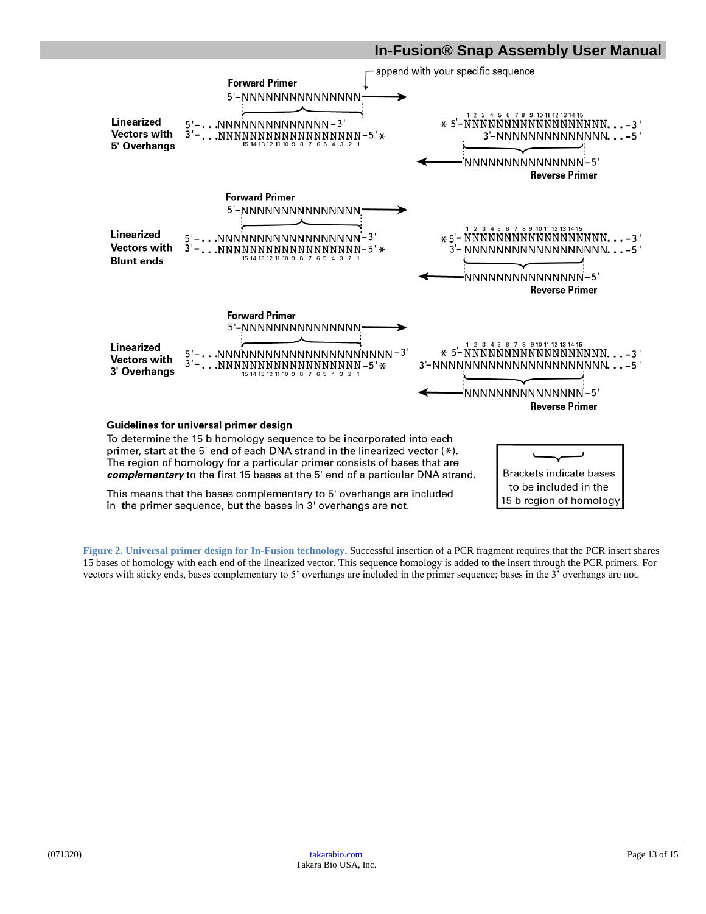Forward Primer

5'–NNNNNNNNNNNNNNN

append with your specific sequence

Linearized Vectors with 5' Overhangs

5'–. . .NNNNNNNNNNNNNNN–3'
3'–. . .NNNNNNNNNNNNNNNNNNN–5' *
15 14 13 12 11 10 9 8 7 6 5 4 3 2 1

1 2 3 4 5 6 7 8 9 10 11 12 13 14 15
* 5'–NNNNNNNNNNNNNNNNNNN. . .–3'
3'–NNNNNNNNNNNNNNN. . .–5'

NNNNNNNNNNNNNNN–5'
Reverse Primer

Forward Primer

5'–NNNNNNNNNNNNNNN

Linearized Vectors with Blunt ends

5'–. . .NNNNNNNNNNNNNNNNNN–3'
3'–. . .NNNNNNNNNNNNNNNNNN–5' *
15 14 13 12 11 10 9 8 7 6 5 4 3 2 1

1 2 3 4 5 6 7 8 9 10 11 12 13 14 15
* 5'– NNNNNNNNNNNNNNNNNN. . .–3'
3'– NNNNNNNNNNNNNNNNNN. . .–5'

NNNNNNNNNNNNNNN–5'
Reverse Primer

Forward Primer

5'–NNNNNNNNNNNNNNN

Linearized Vectors with 3' Overhangs

5'–. . .NNNNNNNNNNNNNNNNNNNNNNN–3'
3'–. . .NNNNNNNNNNNNNNNNNN–5' *
15 14 13 12 11 10 9 8 7 6 5 4 3 2 1

1 2 3 4 5 6 7 8 9 10 11 12 13 14 15
* 5'– NNNNNNNNNNNNNNNNNN. . .–3'
3'–NNNNNNNNNNNNNNNNNNNNNNN. . .–5'

NNNNNNNNNNNNNNN–5'
Reverse Primer

**Guidelines for universal primer design**

To determine the 15 b homology sequence to be incorporated into each primer, start at the 5' end of each DNA strand in the linearized vector (*). The region of homology for a particular primer consists of bases that are ***complementary*** to the first 15 bases at the 5' end of a particular DNA strand.

This means that the bases complementary to 5' overhangs are included in the primer sequence, but the bases in 3' overhangs are not.

Brackets indicate bases to be included in the 15 b region of homology

**Figure 2. Universal primer design for In-Fusion technology.** Successful insertion of a PCR fragment requires that the PCR insert shares 15 bases of homology with each end of the linearized vector. This sequence homology is added to the insert through the PCR primers. For vectors with sticky ends, bases complementary to 5' overhangs are included in the primer sequence; bases in the 3' overhangs are not.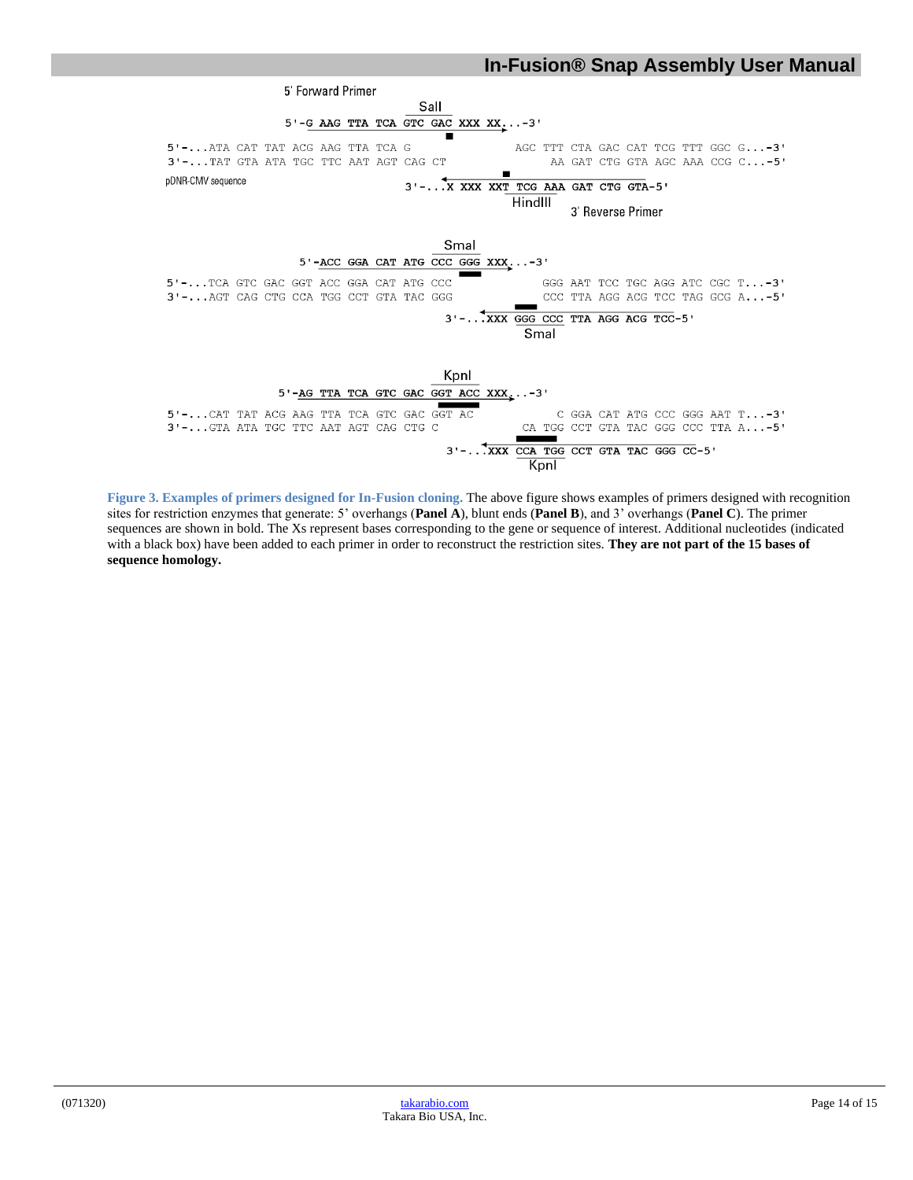5' Forward Primer

SalI

```
5'-G AAG TTA TCA GTC GAC XXX XX...-3'

5'-...ATA CAT TAT ACG AAG TTA TCA G            AGC TTT CTA GAC CAT TCG TTT GGC G...-3'
3'-...TAT GTA ATA TGC TTC AAT AGT CAG CT          AA GAT CTG GTA AGC AAA CCG C...-5'

                              3'-...X XXX XXT TCG AAA GAT CTG GTA-5'
```

pDNR-CMV sequence

HindIII

3' Reverse Primer

SmaI

```
5'-ACC GGA CAT ATG CCC GGG XXX...-3'

5'-...TCA GTC GAC GGT ACC GGA CAT ATG CCC            GGG AAT TCC TGC AGG ATC CGC T...-3'
3'-...AGT CAG CTG CCA TGG CCT GTA TAC GGG            CCC TTA AGG ACG TCC TAG GCG A...-5'

                              3'-...XXX GGG CCC TTA AGG ACG TCC-5'
```

SmaI

KpnI

```
5'-AG TTA TCA GTC GAC GGT ACC XXX...-3'

5'-...CAT TAT ACG AAG TTA TCA GTC GAC GGT AC            C GGA CAT ATG CCC GGG AAT T...-3'
3'-...GTA ATA TGC TTC AAT AGT CAG CTG C            CA TGG CCT GTA TAC GGG CCC TTA A...-5'

                              3'-...XXX CCA TGG CCT GTA TAC GGG CC-5'
```

KpnI

**Figure 3. Examples of primers designed for In-Fusion cloning.** The above figure shows examples of primers designed with recognition sites for restriction enzymes that generate: 5' overhangs (**Panel A**), blunt ends (**Panel B**), and 3' overhangs (**Panel C**). The primer sequences are shown in bold. The Xs represent bases corresponding to the gene or sequence of interest. Additional nucleotides (indicated with a black box) have been added to each primer in order to reconstruct the restriction sites. **They are not part of the 15 bases of sequence homology.**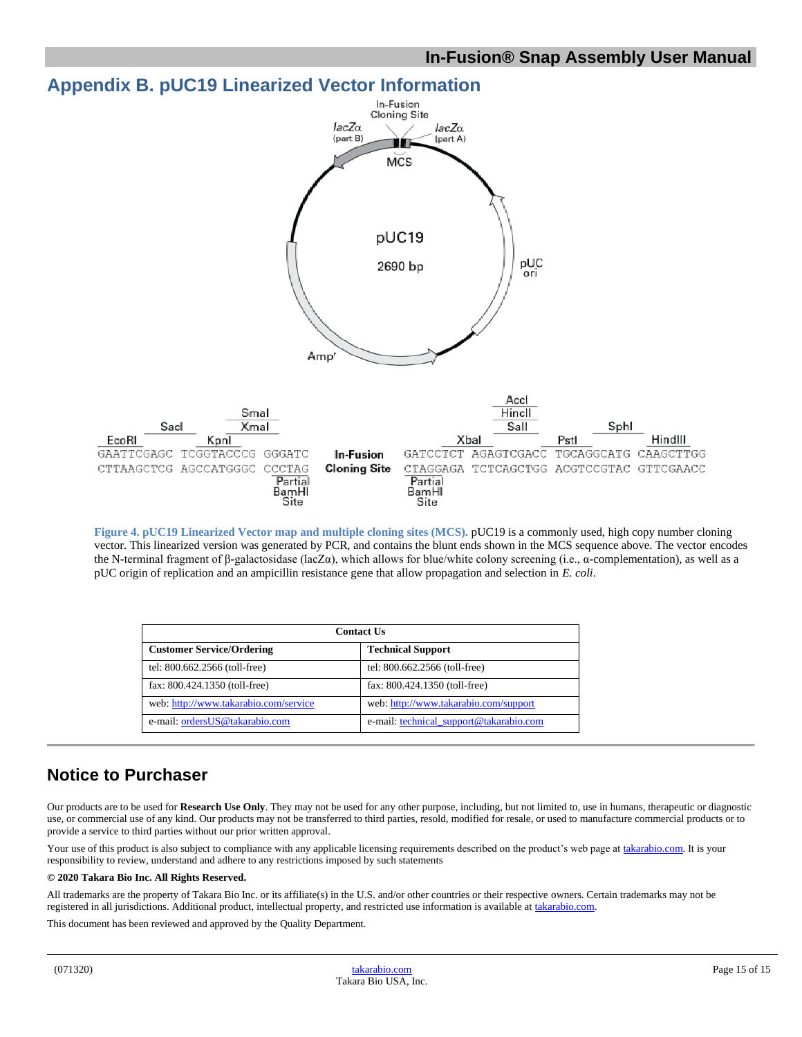# Appendix B. pUC19 Linearized Vector Information

In-Fusion Cloning Site

lacZα (part B)

lacZα (part A)

MCS

pUC19

2690 bp

pUC ori

Amp[r]

SmaI
XmaI
SacI
EcoRI
KpnI

GAATTCGAGC TCGGTACCCG GGGATC
CTTAAGCTCG AGCCATGGGC CCCTAG

Partial BamHI Site

**In-Fusion Cloning Site**

AccI
HincII
SalI
XbaI
PstI
SphI
HindIII

GATCCTCT AGAGTCGACC TGCAGGCATG CAAGCTTGG
CTAGGAGA TCTCAGCTGG ACGTCCGTAC GTTCGAACC

Partial BamHI Site

**Figure 4. pUC19 Linearized Vector map and multiple cloning sites (MCS).** pUC19 is a commonly used, high copy number cloning vector. This linearized version was generated by PCR, and contains the blunt ends shown in the MCS sequence above. The vector encodes the N-terminal fragment of β-galactosidase (lacZα), which allows for blue/white colony screening (i.e., α-complementation), as well as a pUC origin of replication and an ampicillin resistance gene that allow propagation and selection in *E. coli*.

| Contact Us | |
|---|---|
| **Customer Service/Ordering** | **Technical Support** |
| tel: 800.662.2566 (toll-free) | tel: 800.662.2566 (toll-free) |
| fax: 800.424.1350 (toll-free) | fax: 800.424.1350 (toll-free) |
| web: http://www.takarabio.com/service | web: http://www.takarabio.com/support |
| e-mail: ordersUS@takarabio.com | e-mail: technical_support@takarabio.com |

## Notice to Purchaser

Our products are to be used for **Research Use Only**. They may not be used for any other purpose, including, but not limited to, use in humans, therapeutic or diagnostic use, or commercial use of any kind. Our products may not be transferred to third parties, resold, modified for resale, or used to manufacture commercial products or to provide a service to third parties without our prior written approval.

Your use of this product is also subject to compliance with any applicable licensing requirements described on the product's web page at takarabio.com. It is your responsibility to review, understand and adhere to any restrictions imposed by such statements

**© 2020 Takara Bio Inc. All Rights Reserved.**

All trademarks are the property of Takara Bio Inc. or its affiliate(s) in the U.S. and/or other countries or their respective owners. Certain trademarks may not be registered in all jurisdictions. Additional product, intellectual property, and restricted use information is available at takarabio.com.

This document has been reviewed and approved by the Quality Department.

(071320)

takarabio.com
Takara Bio USA, Inc.